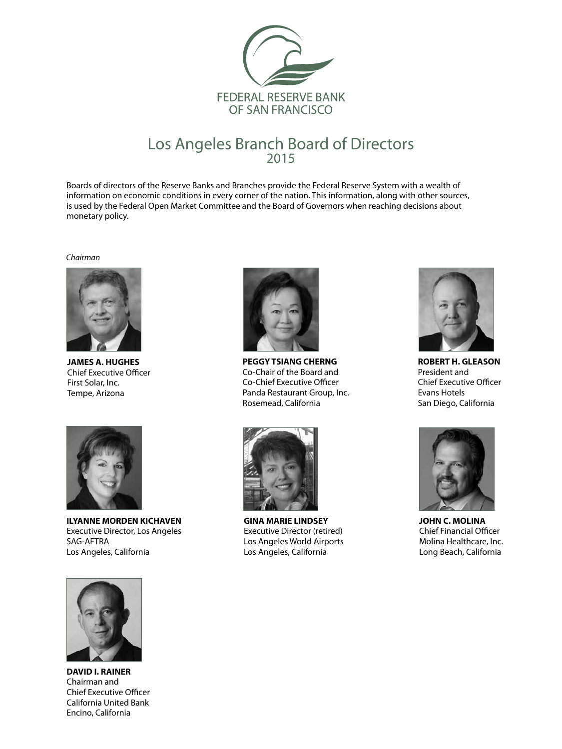FEDERAL RESERVE BANK
OF SAN FRANCISCO

# Los Angeles Branch Board of Directors
## 2015

Boards of directors of the Reserve Banks and Branches provide the Federal Reserve System with a wealth of information on economic conditions in every corner of the nation. This information, along with other sources, is used by the Federal Open Market Committee and the Board of Governors when reaching decisions about monetary policy.

*Chairman*

**JAMES A. HUGHES**
Chief Executive Officer
First Solar, Inc.
Tempe, Arizona

**PEGGY TSIANG CHERNG**
Co-Chair of the Board and
Co-Chief Executive Officer
Panda Restaurant Group, Inc.
Rosemead, California

**ROBERT H. GLEASON**
President and
Chief Executive Officer
Evans Hotels
San Diego, California

**ILYANNE MORDEN KICHAVEN**
Executive Director, Los Angeles
SAG-AFTRA
Los Angeles, California

**GINA MARIE LINDSEY**
Executive Director (retired)
Los Angeles World Airports
Los Angeles, California

**JOHN C. MOLINA**
Chief Financial Officer
Molina Healthcare, Inc.
Long Beach, California

**DAVID I. RAINER**
Chairman and
Chief Executive Officer
California United Bank
Encino, California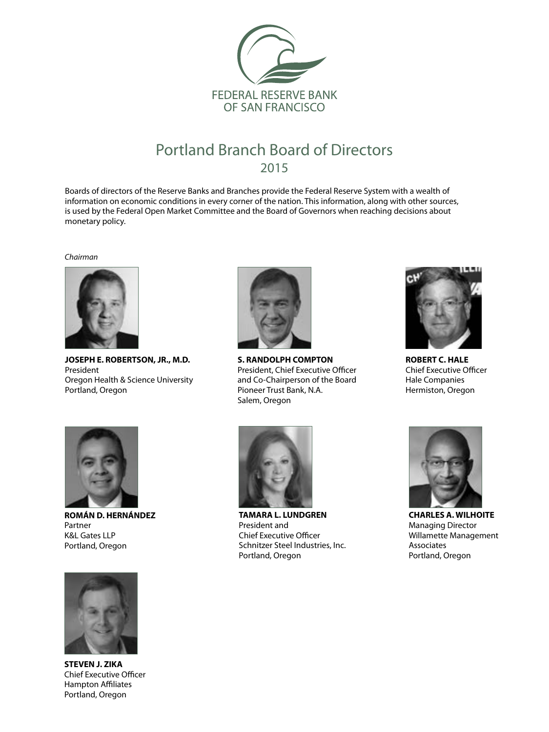FEDERAL RESERVE BANK
OF SAN FRANCISCO

# Portland Branch Board of Directors

## 2015

Boards of directors of the Reserve Banks and Branches provide the Federal Reserve System with a wealth of information on economic conditions in every corner of the nation. This information, along with other sources, is used by the Federal Open Market Committee and the Board of Governors when reaching decisions about monetary policy.

*Chairman*

**JOSEPH E. ROBERTSON, JR., M.D.**
President
Oregon Health & Science University
Portland, Oregon

**S. RANDOLPH COMPTON**
President, Chief Executive Officer
and Co-Chairperson of the Board
Pioneer Trust Bank, N.A.
Salem, Oregon

**ROBERT C. HALE**
Chief Executive Officer
Hale Companies
Hermiston, Oregon

**ROMÁN D. HERNÁNDEZ**
Partner
K&L Gates LLP
Portland, Oregon

**TAMARA L. LUNDGREN**
President and
Chief Executive Officer
Schnitzer Steel Industries, Inc.
Portland, Oregon

**CHARLES A. WILHOITE**
Managing Director
Willamette Management
Associates
Portland, Oregon

**STEVEN J. ZIKA**
Chief Executive Officer
Hampton Affiliates
Portland, Oregon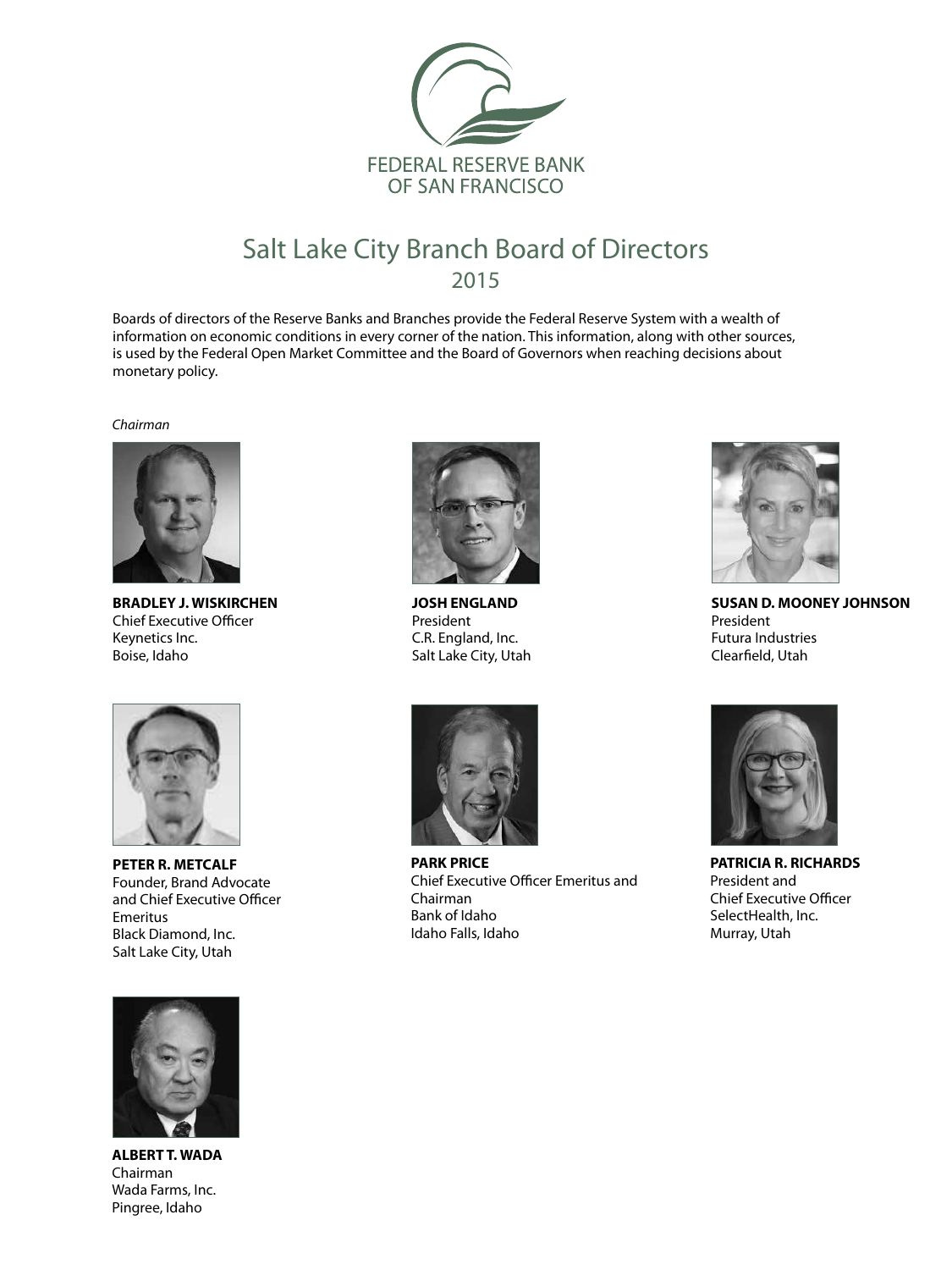FEDERAL RESERVE BANK OF SAN FRANCISCO

# Salt Lake City Branch Board of Directors

## 2015

Boards of directors of the Reserve Banks and Branches provide the Federal Reserve System with a wealth of information on economic conditions in every corner of the nation. This information, along with other sources, is used by the Federal Open Market Committee and the Board of Governors when reaching decisions about monetary policy.

*Chairman*

**BRADLEY J. WISKIRCHEN**
Chief Executive Officer
Keynetics Inc.
Boise, Idaho

**JOSH ENGLAND**
President
C.R. England, Inc.
Salt Lake City, Utah

**SUSAN D. MOONEY JOHNSON**
President
Futura Industries
Clearfield, Utah

**PETER R. METCALF**
Founder, Brand Advocate and Chief Executive Officer Emeritus
Black Diamond, Inc.
Salt Lake City, Utah

**PARK PRICE**
Chief Executive Officer Emeritus and Chairman
Bank of Idaho
Idaho Falls, Idaho

**PATRICIA R. RICHARDS**
President and Chief Executive Officer
SelectHealth, Inc.
Murray, Utah

**ALBERT T. WADA**
Chairman
Wada Farms, Inc.
Pingree, Idaho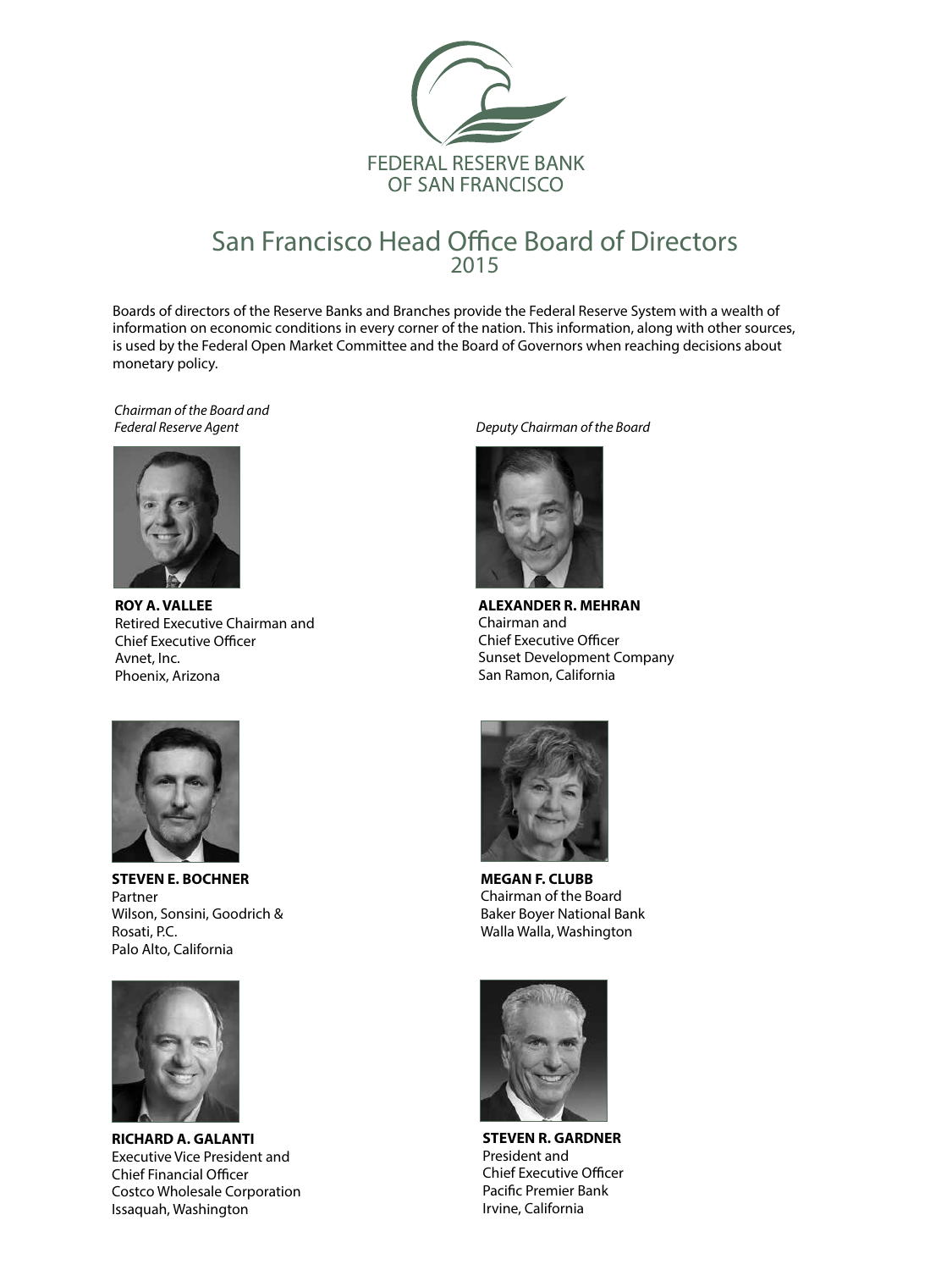FEDERAL RESERVE BANK OF SAN FRANCISCO

# San Francisco Head Office Board of Directors
## 2015

Boards of directors of the Reserve Banks and Branches provide the Federal Reserve System with a wealth of information on economic conditions in every corner of the nation. This information, along with other sources, is used by the Federal Open Market Committee and the Board of Governors when reaching decisions about monetary policy.

*Chairman of the Board and Federal Reserve Agent*

**ROY A. VALLEE**
Retired Executive Chairman and
Chief Executive Officer
Avnet, Inc.
Phoenix, Arizona

*Deputy Chairman of the Board*

**ALEXANDER R. MEHRAN**
Chairman and
Chief Executive Officer
Sunset Development Company
San Ramon, California

**STEVEN E. BOCHNER**
Partner
Wilson, Sonsini, Goodrich & Rosati, P.C.
Palo Alto, California

**MEGAN F. CLUBB**
Chairman of the Board
Baker Boyer National Bank
Walla Walla, Washington

**RICHARD A. GALANTI**
Executive Vice President and
Chief Financial Officer
Costco Wholesale Corporation
Issaquah, Washington

**STEVEN R. GARDNER**
President and
Chief Executive Officer
Pacific Premier Bank
Irvine, California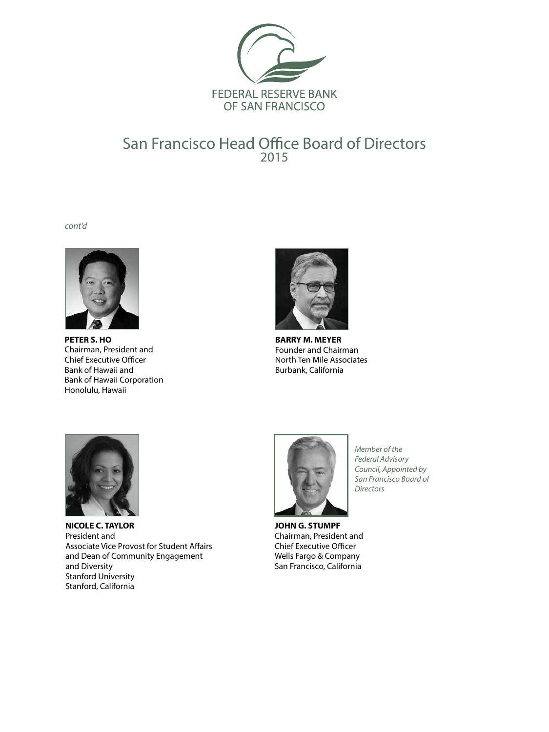FEDERAL RESERVE BANK OF SAN FRANCISCO

# San Francisco Head Office Board of Directors
## 2015

*cont'd*

**PETER S. HO**
Chairman, President and
Chief Executive Officer
Bank of Hawaii and
Bank of Hawaii Corporation
Honolulu, Hawaii

**BARRY M. MEYER**
Founder and Chairman
North Ten Mile Associates
Burbank, California

**NICOLE C. TAYLOR**
President and
Associate Vice Provost for Student Affairs
and Dean of Community Engagement
and Diversity
Stanford University
Stanford, California

*Member of the Federal Advisory Council, Appointed by San Francisco Board of Directors*

**JOHN G. STUMPF**
Chairman, President and
Chief Executive Officer
Wells Fargo & Company
San Francisco, California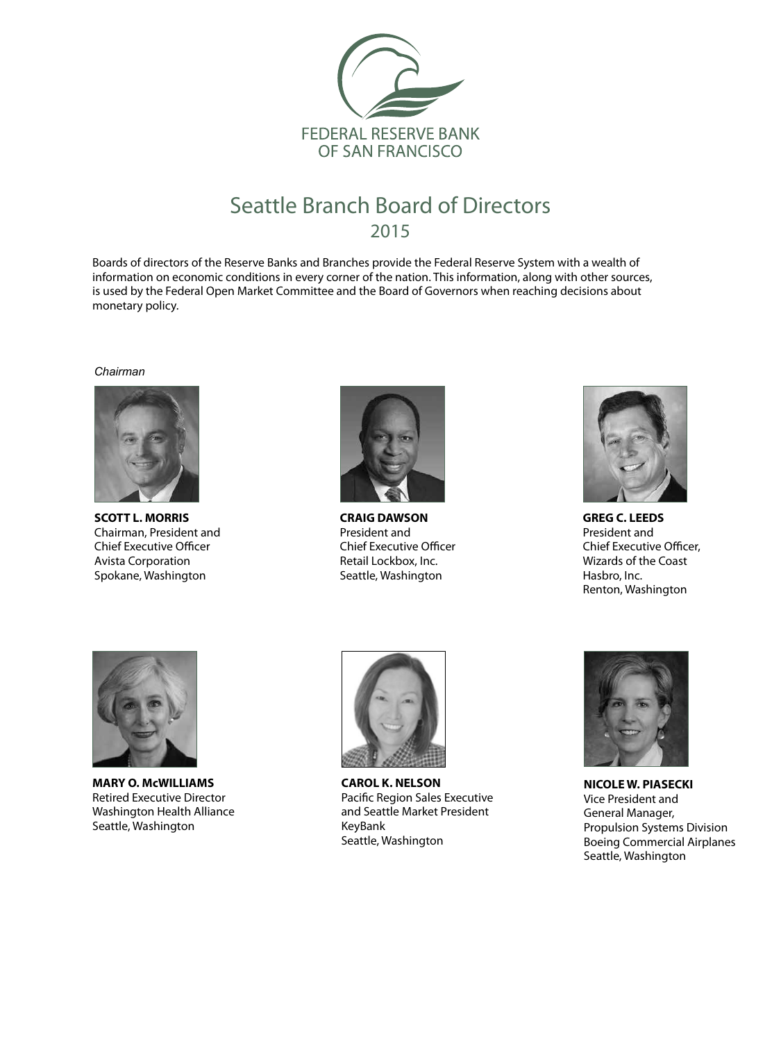FEDERAL RESERVE BANK
OF SAN FRANCISCO

# Seattle Branch Board of Directors

## 2015

Boards of directors of the Reserve Banks and Branches provide the Federal Reserve System with a wealth of information on economic conditions in every corner of the nation. This information, along with other sources, is used by the Federal Open Market Committee and the Board of Governors when reaching decisions about monetary policy.

*Chairman*

**SCOTT L. MORRIS**
Chairman, President and
Chief Executive Officer
Avista Corporation
Spokane, Washington

**CRAIG DAWSON**
President and
Chief Executive Officer
Retail Lockbox, Inc.
Seattle, Washington

**GREG C. LEEDS**
President and
Chief Executive Officer,
Wizards of the Coast
Hasbro, Inc.
Renton, Washington

**MARY O. McWILLIAMS**
Retired Executive Director
Washington Health Alliance
Seattle, Washington

**CAROL K. NELSON**
Pacific Region Sales Executive
and Seattle Market President
KeyBank
Seattle, Washington

**NICOLE W. PIASECKI**
Vice President and
General Manager,
Propulsion Systems Division
Boeing Commercial Airplanes
Seattle, Washington